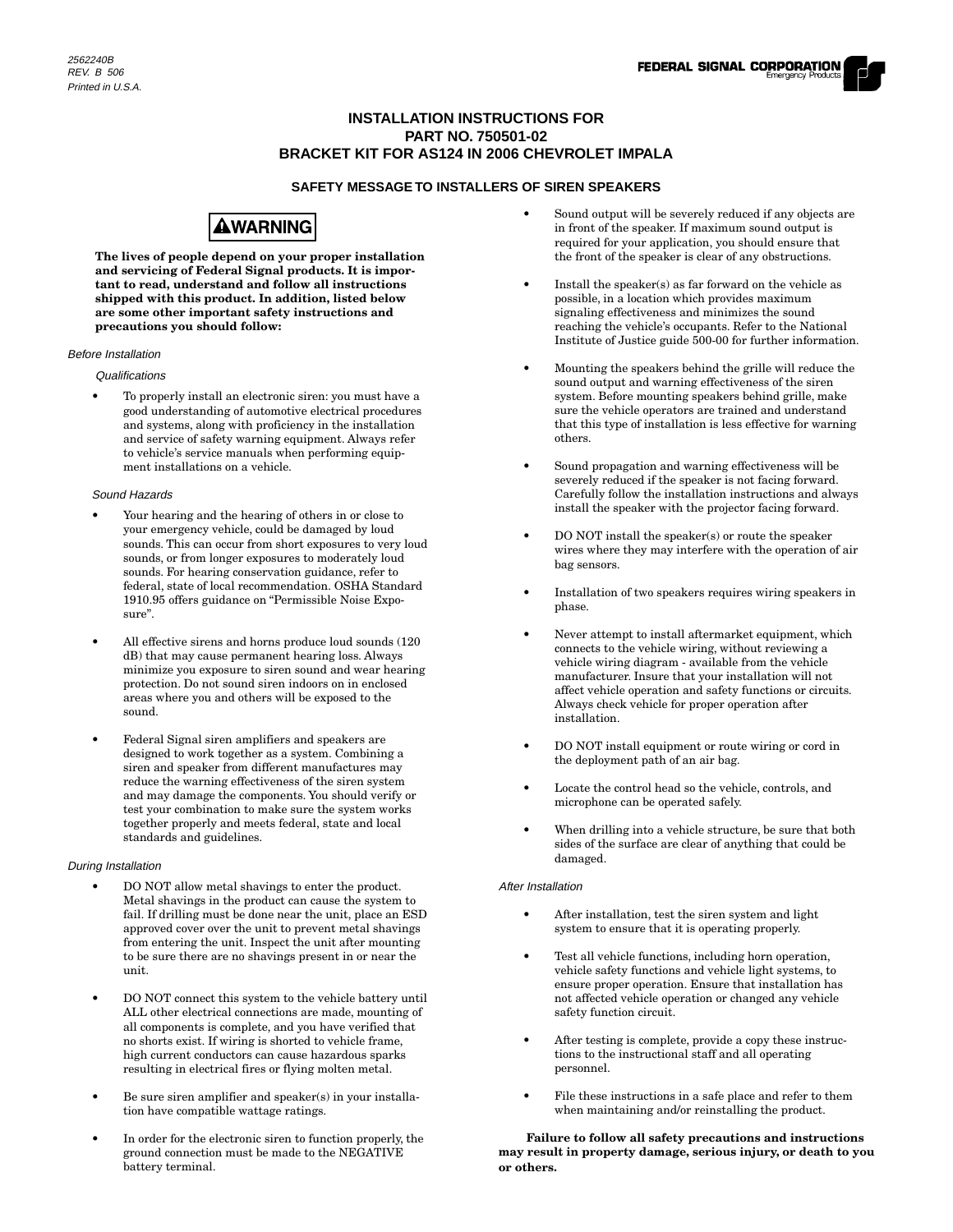2562240B
REV. B 506
Printed in U.S.A.

FEDERAL SIGNAL CORPORATION
Emergency Products

# INSTALLATION INSTRUCTIONS FOR PART NO. 750501-02 BRACKET KIT FOR AS124 IN 2006 CHEVROLET IMPALA

## SAFETY MESSAGE TO INSTALLERS OF SIREN SPEAKERS

**⚠WARNING**

**The lives of people depend on your proper installation and servicing of Federal Signal products. It is important to read, understand and follow all instructions shipped with this product. In addition, listed below are some other important safety instructions and precautions you should follow:**

*Before Installation*

*Qualifications*

- To properly install an electronic siren: you must have a good understanding of automotive electrical procedures and systems, along with proficiency in the installation and service of safety warning equipment. Always refer to vehicle's service manuals when performing equipment installations on a vehicle.

*Sound Hazards*

- Your hearing and the hearing of others in or close to your emergency vehicle, could be damaged by loud sounds. This can occur from short exposures to very loud sounds, or from longer exposures to moderately loud sounds. For hearing conservation guidance, refer to federal, state of local recommendation. OSHA Standard 1910.95 offers guidance on "Permissible Noise Exposure".
- All effective sirens and horns produce loud sounds (120 dB) that may cause permanent hearing loss. Always minimize you exposure to siren sound and wear hearing protection. Do not sound siren indoors on in enclosed areas where you and others will be exposed to the sound.
- Federal Signal siren amplifiers and speakers are designed to work together as a system. Combining a siren and speaker from different manufactures may reduce the warning effectiveness of the siren system and may damage the components. You should verify or test your combination to make sure the system works together properly and meets federal, state and local standards and guidelines.

*During Installation*

- DO NOT allow metal shavings to enter the product. Metal shavings in the product can cause the system to fail. If drilling must be done near the unit, place an ESD approved cover over the unit to prevent metal shavings from entering the unit. Inspect the unit after mounting to be sure there are no shavings present in or near the unit.
- DO NOT connect this system to the vehicle battery until ALL other electrical connections are made, mounting of all components is complete, and you have verified that no shorts exist. If wiring is shorted to vehicle frame, high current conductors can cause hazardous sparks resulting in electrical fires or flying molten metal.
- Be sure siren amplifier and speaker(s) in your installation have compatible wattage ratings.
- In order for the electronic siren to function properly, the ground connection must be made to the NEGATIVE battery terminal.
- Sound output will be severely reduced if any objects are in front of the speaker. If maximum sound output is required for your application, you should ensure that the front of the speaker is clear of any obstructions.
- Install the speaker(s) as far forward on the vehicle as possible, in a location which provides maximum signaling effectiveness and minimizes the sound reaching the vehicle's occupants. Refer to the National Institute of Justice guide 500-00 for further information.
- Mounting the speakers behind the grille will reduce the sound output and warning effectiveness of the siren system. Before mounting speakers behind grille, make sure the vehicle operators are trained and understand that this type of installation is less effective for warning others.
- Sound propagation and warning effectiveness will be severely reduced if the speaker is not facing forward. Carefully follow the installation instructions and always install the speaker with the projector facing forward.
- DO NOT install the speaker(s) or route the speaker wires where they may interfere with the operation of air bag sensors.
- Installation of two speakers requires wiring speakers in phase.
- Never attempt to install aftermarket equipment, which connects to the vehicle wiring, without reviewing a vehicle wiring diagram - available from the vehicle manufacturer. Insure that your installation will not affect vehicle operation and safety functions or circuits. Always check vehicle for proper operation after installation.
- DO NOT install equipment or route wiring or cord in the deployment path of an air bag.
- Locate the control head so the vehicle, controls, and microphone can be operated safely.
- When drilling into a vehicle structure, be sure that both sides of the surface are clear of anything that could be damaged.

*After Installation*

- After installation, test the siren system and light system to ensure that it is operating properly.
- Test all vehicle functions, including horn operation, vehicle safety functions and vehicle light systems, to ensure proper operation. Ensure that installation has not affected vehicle operation or changed any vehicle safety function circuit.
- After testing is complete, provide a copy these instructions to the instructional staff and all operating personnel.
- File these instructions in a safe place and refer to them when maintaining and/or reinstalling the product.

**Failure to follow all safety precautions and instructions may result in property damage, serious injury, or death to you or others.**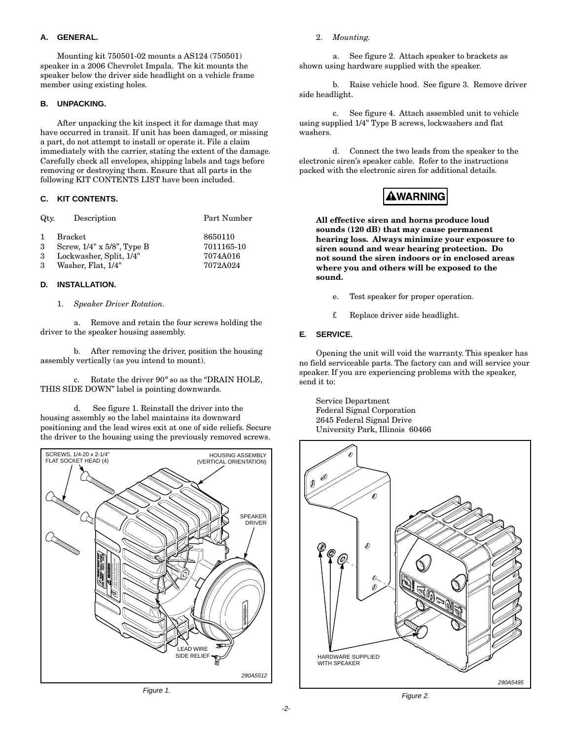### A. GENERAL.

Mounting kit 750501-02 mounts a AS124 (750501) speaker in a 2006 Chevrolet Impala. The kit mounts the speaker below the driver side headlight on a vehicle frame member using existing holes.

### B. UNPACKING.

After unpacking the kit inspect it for damage that may have occurred in transit. If unit has been damaged, or missing a part, do not attempt to install or operate it. File a claim immediately with the carrier, stating the extent of the damage. Carefully check all envelopes, shipping labels and tags before removing or destroying them. Ensure that all parts in the following KIT CONTENTS LIST have been included.

### C. KIT CONTENTS.

| Qty. | Description | Part Number |
|---|---|---|
| 1 | Bracket | 8650110 |
| 3 | Screw, 1/4" x 5/8", Type B | 7011165-10 |
| 3 | Lockwasher, Split, 1/4" | 7074A016 |
| 3 | Washer, Flat, 1/4" | 7072A024 |

### D. INSTALLATION.

1. *Speaker Driver Rotation.*

a. Remove and retain the four screws holding the driver to the speaker housing assembly.

b. After removing the driver, position the housing assembly vertically (as you intend to mount).

c. Rotate the driver 90° so as the "DRAIN HOLE, THIS SIDE DOWN" label is pointing downwards.

d. See figure 1. Reinstall the driver into the housing assembly so the label maintains its downward positioning and the lead wires exit at one of side reliefs. Secure the driver to the housing using the previously removed screws.

SCREWS, 1/4-20 x 2-1/4" FLAT SOCKET HEAD (4)
HOUSING ASSEMBLY (VERTICAL ORIENTATION)
SPEAKER DRIVER
LEAD WIRE SIDE RELIEF
290A5512

Figure 1.

2. *Mounting.*

a. See figure 2. Attach speaker to brackets as shown using hardware supplied with the speaker.

b. Raise vehicle hood. See figure 3. Remove driver side headlight.

c. See figure 4. Attach assembled unit to vehicle using supplied 1/4" Type B screws, lockwashers and flat washers.

d. Connect the two leads from the speaker to the electronic siren's speaker cable. Refer to the instructions packed with the electronic siren for additional details.

**⚠WARNING**

**All effective siren and horns produce loud sounds (120 dB) that may cause permanent hearing loss. Always minimize your exposure to siren sound and wear hearing protection. Do not sound the siren indoors or in enclosed areas where you and others will be exposed to the sound.**

e. Test speaker for proper operation.

f. Replace driver side headlight.

### E. SERVICE.

Opening the unit will void the warranty. This speaker has no field serviceable parts. The factory can and will service your speaker. If you are experiencing problems with the speaker, send it to:

Service Department
Federal Signal Corporation
2645 Federal Signal Drive
University Park, Illinois 60466

HARDWARE SUPPLIED WITH SPEAKER
290A5495

Figure 2.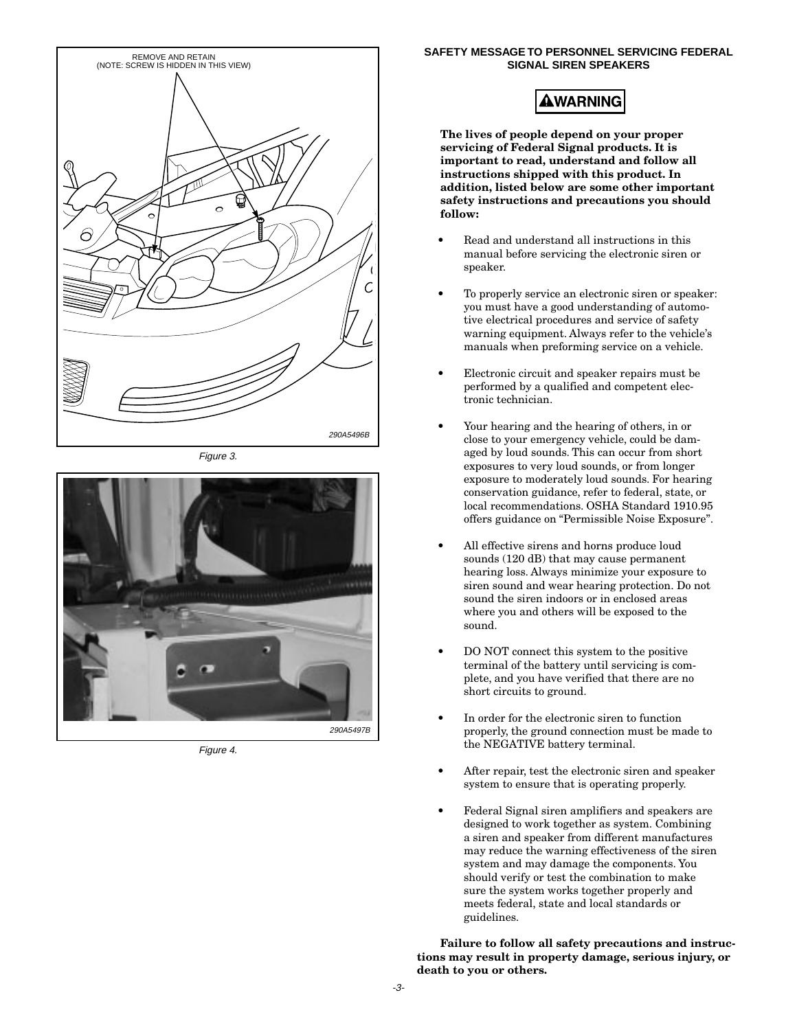REMOVE AND RETAIN
(NOTE: SCREW IS HIDDEN IN THIS VIEW)

290A5496B

*Figure 3.*

290A5497B

*Figure 4.*

## SAFETY MESSAGE TO PERSONNEL SERVICING FEDERAL SIGNAL SIREN SPEAKERS

**⚠WARNING**

**The lives of people depend on your proper servicing of Federal Signal products. It is important to read, understand and follow all instructions shipped with this product. In addition, listed below are some other important safety instructions and precautions you should follow:**

- Read and understand all instructions in this manual before servicing the electronic siren or speaker.
- To properly service an electronic siren or speaker: you must have a good understanding of automotive electrical procedures and service of safety warning equipment. Always refer to the vehicle's manuals when preforming service on a vehicle.
- Electronic circuit and speaker repairs must be performed by a qualified and competent electronic technician.
- Your hearing and the hearing of others, in or close to your emergency vehicle, could be damaged by loud sounds. This can occur from short exposures to very loud sounds, or from longer exposure to moderately loud sounds. For hearing conservation guidance, refer to federal, state, or local recommendations. OSHA Standard 1910.95 offers guidance on "Permissible Noise Exposure".
- All effective sirens and horns produce loud sounds (120 dB) that may cause permanent hearing loss. Always minimize your exposure to siren sound and wear hearing protection. Do not sound the siren indoors or in enclosed areas where you and others will be exposed to the sound.
- DO NOT connect this system to the positive terminal of the battery until servicing is complete, and you have verified that there are no short circuits to ground.
- In order for the electronic siren to function properly, the ground connection must be made to the NEGATIVE battery terminal.
- After repair, test the electronic siren and speaker system to ensure that is operating properly.
- Federal Signal siren amplifiers and speakers are designed to work together as system. Combining a siren and speaker from different manufactures may reduce the warning effectiveness of the siren system and may damage the components. You should verify or test the combination to make sure the system works together properly and meets federal, state and local standards or guidelines.

**Failure to follow all safety precautions and instructions may result in property damage, serious injury, or death to you or others.**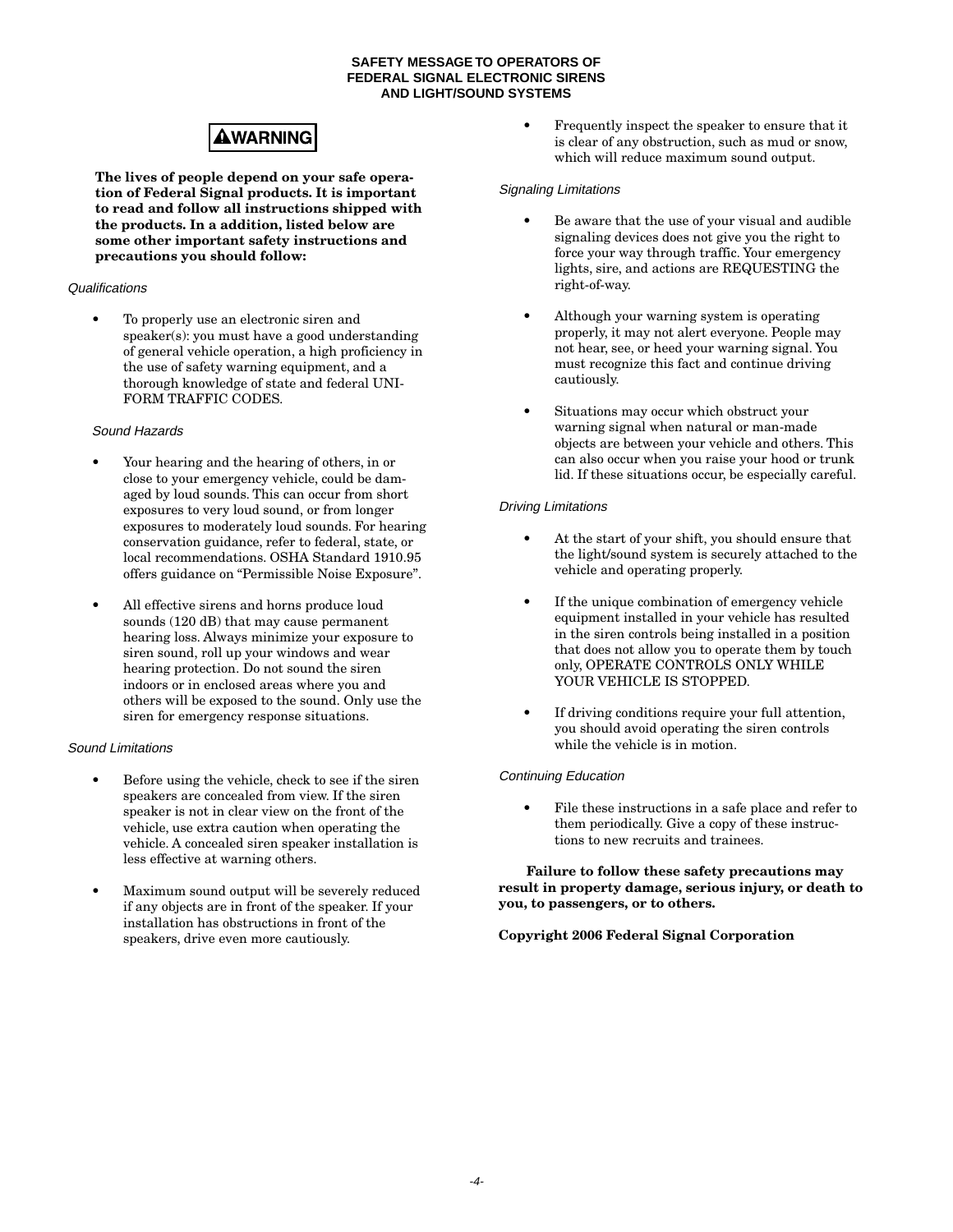# SAFETY MESSAGE TO OPERATORS OF FEDERAL SIGNAL ELECTRONIC SIRENS AND LIGHT/SOUND SYSTEMS

**⚠WARNING**

**The lives of people depend on your safe operation of Federal Signal products. It is important to read and follow all instructions shipped with the products. In a addition, listed below are some other important safety instructions and precautions you should follow:**

*Qualifications*

- To properly use an electronic siren and speaker(s): you must have a good understanding of general vehicle operation, a high proficiency in the use of safety warning equipment, and a thorough knowledge of state and federal UNIFORM TRAFFIC CODES.

*Sound Hazards*

- Your hearing and the hearing of others, in or close to your emergency vehicle, could be damaged by loud sounds. This can occur from short exposures to very loud sound, or from longer exposures to moderately loud sounds. For hearing conservation guidance, refer to federal, state, or local recommendations. OSHA Standard 1910.95 offers guidance on “Permissible Noise Exposure”.
- All effective sirens and horns produce loud sounds (120 dB) that may cause permanent hearing loss. Always minimize your exposure to siren sound, roll up your windows and wear hearing protection. Do not sound the siren indoors or in enclosed areas where you and others will be exposed to the sound. Only use the siren for emergency response situations.

*Sound Limitations*

- Before using the vehicle, check to see if the siren speakers are concealed from view. If the siren speaker is not in clear view on the front of the vehicle, use extra caution when operating the vehicle. A concealed siren speaker installation is less effective at warning others.
- Maximum sound output will be severely reduced if any objects are in front of the speaker. If your installation has obstructions in front of the speakers, drive even more cautiously.
- Frequently inspect the speaker to ensure that it is clear of any obstruction, such as mud or snow, which will reduce maximum sound output.

*Signaling Limitations*

- Be aware that the use of your visual and audible signaling devices does not give you the right to force your way through traffic. Your emergency lights, sire, and actions are REQUESTING the right-of-way.
- Although your warning system is operating properly, it may not alert everyone. People may not hear, see, or heed your warning signal. You must recognize this fact and continue driving cautiously.
- Situations may occur which obstruct your warning signal when natural or man-made objects are between your vehicle and others. This can also occur when you raise your hood or trunk lid. If these situations occur, be especially careful.

*Driving Limitations*

- At the start of your shift, you should ensure that the light/sound system is securely attached to the vehicle and operating properly.
- If the unique combination of emergency vehicle equipment installed in your vehicle has resulted in the siren controls being installed in a position that does not allow you to operate them by touch only, OPERATE CONTROLS ONLY WHILE YOUR VEHICLE IS STOPPED.
- If driving conditions require your full attention, you should avoid operating the siren controls while the vehicle is in motion.

*Continuing Education*

- File these instructions in a safe place and refer to them periodically. Give a copy of these instructions to new recruits and trainees.

**Failure to follow these safety precautions may result in property damage, serious injury, or death to you, to passengers, or to others.**

**Copyright 2006 Federal Signal Corporation**